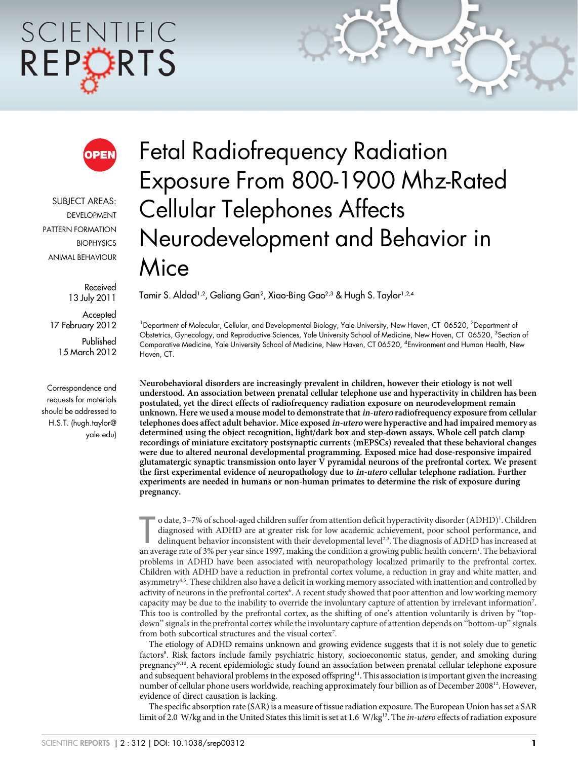# Fetal Radiofrequency Radiation Exposure From 800-1900 Mhz-Rated Cellular Telephones Affects Neurodevelopment and Behavior in Mice

SUBJECT AREAS:
DEVELOPMENT
PATTERN FORMATION
BIOPHYSICS
ANIMAL BEHAVIOUR

Received
13 July 2011

Accepted
17 February 2012

Published
15 March 2012

Correspondence and requests for materials should be addressed to H.S.T. (hugh.taylor@yale.edu)

Tamir S. Aldad[1,2], Geliang Gan[2], Xiao-Bing Gao[2,3] & Hugh S. Taylor[1,2,4]

[1]Department of Molecular, Cellular, and Developmental Biology, Yale University, New Haven, CT 06520, [2]Department of Obstetrics, Gynecology, and Reproductive Sciences, Yale University School of Medicine, New Haven, CT 06520, [3]Section of Comparative Medicine, Yale University School of Medicine, New Haven, CT 06520, [4]Environment and Human Health, New Haven, CT.

**Neurobehavioral disorders are increasingly prevalent in children, however their etiology is not well understood. An association between prenatal cellular telephone use and hyperactivity in children has been postulated, yet the direct effects of radiofrequency radiation exposure on neurodevelopment remain unknown. Here we used a mouse model to demonstrate that *in-utero* radiofrequency exposure from cellular telephones does affect adult behavior. Mice exposed *in-utero* were hyperactive and had impaired memory as determined using the object recognition, light/dark box and step-down assays. Whole cell patch clamp recordings of miniature excitatory postsynaptic currents (mEPSCs) revealed that these behavioral changes were due to altered neuronal developmental programming. Exposed mice had dose-responsive impaired glutamatergic synaptic transmission onto layer V pyramidal neurons of the prefrontal cortex. We present the first experimental evidence of neuropathology due to *in-utero* cellular telephone radiation. Further experiments are needed in humans or non-human primates to determine the risk of exposure during pregnancy.**

To date, 3–7% of school-aged children suffer from attention deficit hyperactivity disorder (ADHD)[1]. Children diagnosed with ADHD are at greater risk for low academic achievement, poor school performance, and delinquent behavior inconsistent with their developmental level[2,3]. The diagnosis of ADHD has increased at an average rate of 3% per year since 1997, making the condition a growing public health concern[1]. The behavioral problems in ADHD have been associated with neuropathology localized primarily to the prefrontal cortex. Children with ADHD have a reduction in prefrontal cortex volume, a reduction in gray and white matter, and asymmetry[4,5]. These children also have a deficit in working memory associated with inattention and controlled by activity of neurons in the prefrontal cortex[6]. A recent study showed that poor attention and low working memory capacity may be due to the inability to override the involuntary capture of attention by irrelevant information[7]. This too is controlled by the prefrontal cortex, as the shifting of one's attention voluntarily is driven by "top-down" signals in the prefrontal cortex while the involuntary capture of attention depends on "bottom-up" signals from both subcortical structures and the visual cortex[7].

The etiology of ADHD remains unknown and growing evidence suggests that it is not solely due to genetic factors[8]. Risk factors include family psychiatric history, socioeconomic status, gender, and smoking during pregnancy[9,10]. A recent epidemiologic study found an association between prenatal cellular telephone exposure and subsequent behavioral problems in the exposed offspring[11]. This association is important given the increasing number of cellular phone users worldwide, reaching approximately four billion as of December 2008[12]. However, evidence of direct causation is lacking.

The specific absorption rate (SAR) is a measure of tissue radiation exposure. The European Union has set a SAR limit of 2.0 W/kg and in the United States this limit is set at 1.6 W/kg[13]. The *in-utero* effects of radiation exposure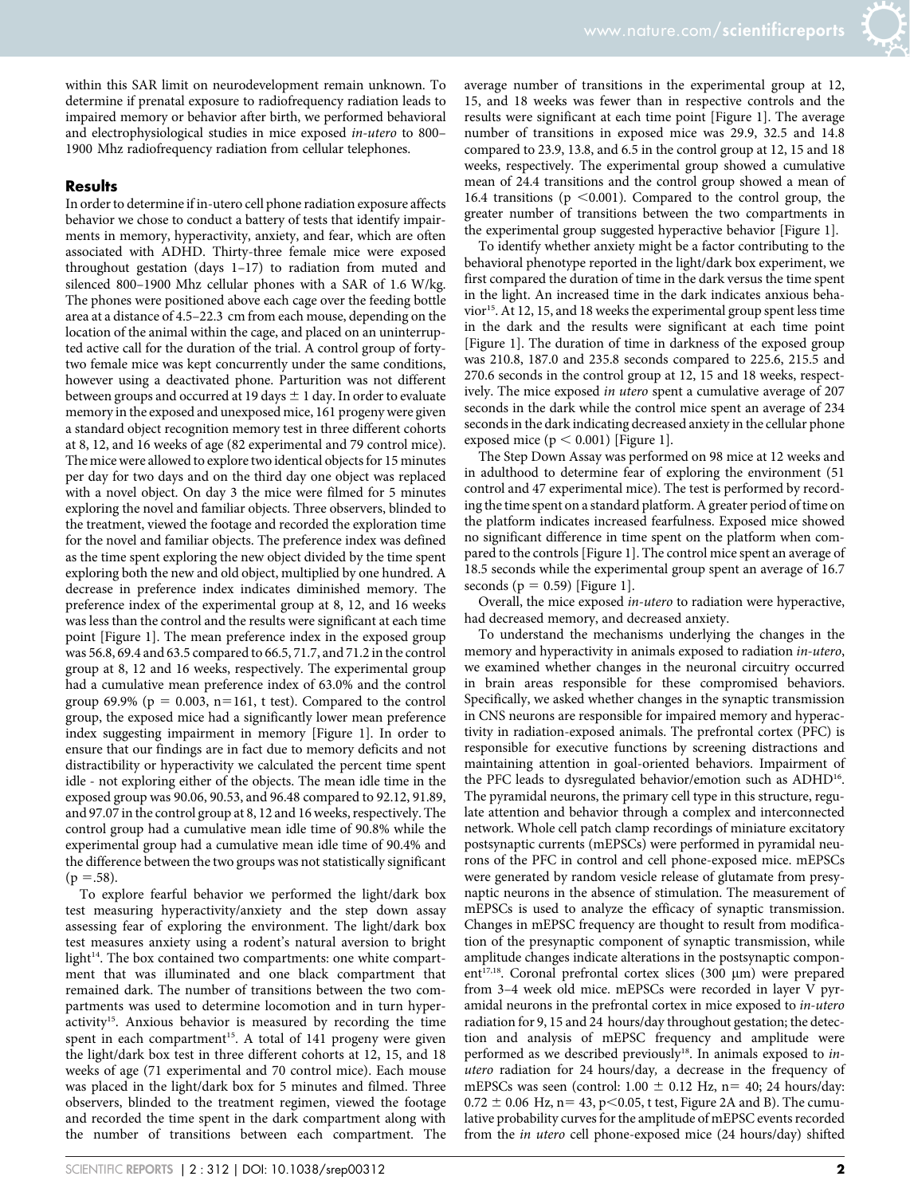within this SAR limit on neurodevelopment remain unknown. To determine if prenatal exposure to radiofrequency radiation leads to impaired memory or behavior after birth, we performed behavioral and electrophysiological studies in mice exposed *in-utero* to 800–1900 Mhz radiofrequency radiation from cellular telephones.

## Results

In order to determine if in-utero cell phone radiation exposure affects behavior we chose to conduct a battery of tests that identify impairments in memory, hyperactivity, anxiety, and fear, which are often associated with ADHD. Thirty-three female mice were exposed throughout gestation (days 1–17) to radiation from muted and silenced 800–1900 Mhz cellular phones with a SAR of 1.6 W/kg. The phones were positioned above each cage over the feeding bottle area at a distance of 4.5–22.3 cm from each mouse, depending on the location of the animal within the cage, and placed on an uninterrupted active call for the duration of the trial. A control group of forty-two female mice was kept concurrently under the same conditions, however using a deactivated phone. Parturition was not different between groups and occurred at 19 days ± 1 day. In order to evaluate memory in the exposed and unexposed mice, 161 progeny were given a standard object recognition memory test in three different cohorts at 8, 12, and 16 weeks of age (82 experimental and 79 control mice). The mice were allowed to explore two identical objects for 15 minutes per day for two days and on the third day one object was replaced with a novel object. On day 3 the mice were filmed for 5 minutes exploring the novel and familiar objects. Three observers, blinded to the treatment, viewed the footage and recorded the exploration time for the novel and familiar objects. The preference index was defined as the time spent exploring the new object divided by the time spent exploring both the new and old object, multiplied by one hundred. A decrease in preference index indicates diminished memory. The preference index of the experimental group at 8, 12, and 16 weeks was less than the control and the results were significant at each time point [Figure 1]. The mean preference index in the exposed group was 56.8, 69.4 and 63.5 compared to 66.5, 71.7, and 71.2 in the control group at 8, 12 and 16 weeks, respectively. The experimental group had a cumulative mean preference index of 63.0% and the control group 69.9% ($p = 0.003$, $n = 161$, t test). Compared to the control group, the exposed mice had a significantly lower mean preference index suggesting impairment in memory [Figure 1]. In order to ensure that our findings are in fact due to memory deficits and not distractibility or hyperactivity we calculated the percent time spent idle - not exploring either of the objects. The mean idle time in the exposed group was 90.06, 90.53, and 96.48 compared to 92.12, 91.89, and 97.07 in the control group at 8, 12 and 16 weeks, respectively. The control group had a cumulative mean idle time of 90.8% while the experimental group had a cumulative mean idle time of 90.4% and the difference between the two groups was not statistically significant ($p = .58$).

To explore fearful behavior we performed the light/dark box test measuring hyperactivity/anxiety and the step down assay assessing fear of exploring the environment. The light/dark box test measures anxiety using a rodent's natural aversion to bright light[14]. The box contained two compartments: one white compartment that was illuminated and one black compartment that remained dark. The number of transitions between the two compartments was used to determine locomotion and in turn hyperactivity[15]. Anxious behavior is measured by recording the time spent in each compartment[15]. A total of 141 progeny were given the light/dark box test in three different cohorts at 12, 15, and 18 weeks of age (71 experimental and 70 control mice). Each mouse was placed in the light/dark box for 5 minutes and filmed. Three observers, blinded to the treatment regimen, viewed the footage and recorded the time spent in the dark compartment along with the number of transitions between each compartment. The average number of transitions in the experimental group at 12, 15, and 18 weeks was fewer than in respective controls and the results were significant at each time point [Figure 1]. The average number of transitions in exposed mice was 29.9, 32.5 and 14.8 compared to 23.9, 13.8, and 6.5 in the control group at 12, 15 and 18 weeks, respectively. The experimental group showed a cumulative mean of 24.4 transitions and the control group showed a mean of 16.4 transitions ($p < 0.001$). Compared to the control group, the greater number of transitions between the two compartments in the experimental group suggested hyperactive behavior [Figure 1].

To identify whether anxiety might be a factor contributing to the behavioral phenotype reported in the light/dark box experiment, we first compared the duration of time in the dark versus the time spent in the light. An increased time in the dark indicates anxious behavior[15]. At 12, 15, and 18 weeks the experimental group spent less time in the dark and the results were significant at each time point [Figure 1]. The duration of time in darkness of the exposed group was 210.8, 187.0 and 235.8 seconds compared to 225.6, 215.5 and 270.6 seconds in the control group at 12, 15 and 18 weeks, respectively. The mice exposed *in utero* spent a cumulative average of 207 seconds in the dark while the control mice spent an average of 234 seconds in the dark indicating decreased anxiety in the cellular phone exposed mice ($p < 0.001$) [Figure 1].

The Step Down Assay was performed on 98 mice at 12 weeks and in adulthood to determine fear of exploring the environment (51 control and 47 experimental mice). The test is performed by recording the time spent on a standard platform. A greater period of time on the platform indicates increased fearfulness. Exposed mice showed no significant difference in time spent on the platform when compared to the controls [Figure 1]. The control mice spent an average of 18.5 seconds while the experimental group spent an average of 16.7 seconds ($p = 0.59$) [Figure 1].

Overall, the mice exposed *in-utero* to radiation were hyperactive, had decreased memory, and decreased anxiety.

To understand the mechanisms underlying the changes in the memory and hyperactivity in animals exposed to radiation *in-utero*, we examined whether changes in the neuronal circuitry occurred in brain areas responsible for these compromised behaviors. Specifically, we asked whether changes in the synaptic transmission in CNS neurons are responsible for impaired memory and hyperactivity in radiation-exposed animals. The prefrontal cortex (PFC) is responsible for executive functions by screening distractions and maintaining attention in goal-oriented behaviors. Impairment of the PFC leads to dysregulated behavior/emotion such as ADHD[16]. The pyramidal neurons, the primary cell type in this structure, regulate attention and behavior through a complex and interconnected network. Whole cell patch clamp recordings of miniature excitatory postsynaptic currents (mEPSCs) were performed in pyramidal neurons of the PFC in control and cell phone-exposed mice. mEPSCs were generated by random vesicle release of glutamate from presynaptic neurons in the absence of stimulation. The measurement of mEPSCs is used to analyze the efficacy of synaptic transmission. Changes in mEPSC frequency are thought to result from modification of the presynaptic component of synaptic transmission, while amplitude changes indicate alterations in the postsynaptic component[17,18]. Coronal prefrontal cortex slices (300 μm) were prepared from 3–4 week old mice. mEPSCs were recorded in layer V pyramidal neurons in the prefrontal cortex in mice exposed to *in-utero* radiation for 9, 15 and 24 hours/day throughout gestation; the detection and analysis of mEPSC frequency and amplitude were performed as we described previously[18]. In animals exposed to *in-utero* radiation for 24 hours/day, a decrease in the frequency of mEPSCs was seen (control: $1.00 \pm 0.12$ Hz, $n = 40$; 24 hours/day: $0.72 \pm 0.06$ Hz, $n = 43$, $p < 0.05$, t test, Figure 2A and B). The cumulative probability curves for the amplitude of mEPSC events recorded from the *in utero* cell phone-exposed mice (24 hours/day) shifted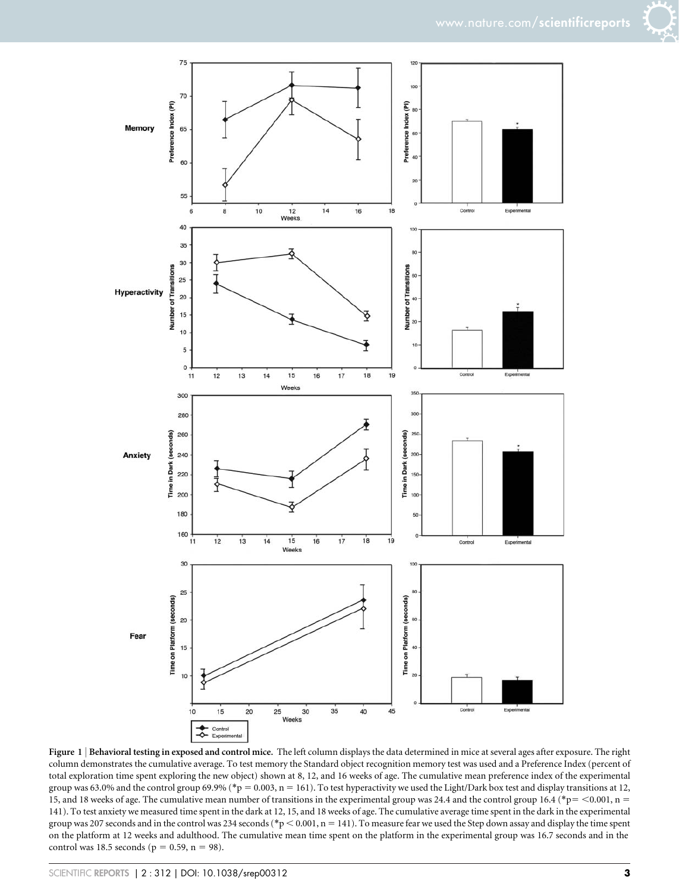**Figure 1 | Behavioral testing in exposed and control mice.** The left column displays the data determined in mice at several ages after exposure. The right column demonstrates the cumulative average. To test memory the Standard object recognition memory test was used and a Preference Index (percent of total exploration time spent exploring the new object) shown at 8, 12, and 16 weeks of age. The cumulative mean preference index of the experimental group was 63.0% and the control group 69.9% (* $p = 0.003$, $n = 161$). To test hyperactivity we used the Light/Dark box test and display transitions at 12, 15, and 18 weeks of age. The cumulative mean number of transitions in the experimental group was 24.4 and the control group 16.4 (* $p = < 0.001$, $n = 141$). To test anxiety we measured time spent in the dark at 12, 15, and 18 weeks of age. The cumulative average time spent in the dark in the experimental group was 207 seconds and in the control was 234 seconds (* $p < 0.001$, $n = 141$). To measure fear we used the Step down assay and display the time spent on the platform at 12 weeks and adulthood. The cumulative mean time spent on the platform in the experimental group was 16.7 seconds and in the control was 18.5 seconds ($p = 0.59$, $n = 98$).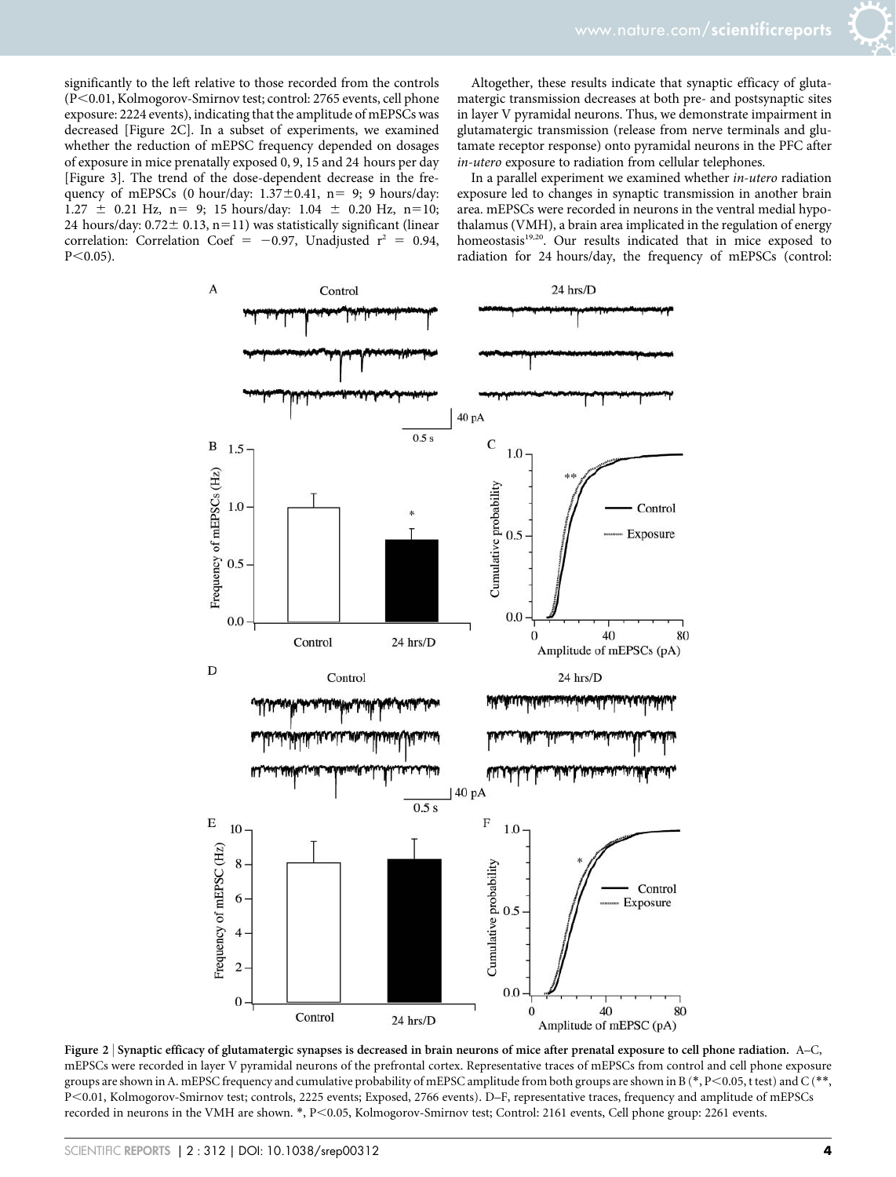significantly to the left relative to those recorded from the controls ($P<0.01$, Kolmogorov-Smirnov test; control: 2765 events, cell phone exposure: 2224 events), indicating that the amplitude of mEPSCs was decreased [Figure 2C]. In a subset of experiments, we examined whether the reduction of mEPSC frequency depended on dosages of exposure in mice prenatally exposed 0, 9, 15 and 24 hours per day [Figure 3]. The trend of the dose-dependent decrease in the frequency of mEPSCs (0 hour/day: $1.37\pm0.41$, $n=9$; 9 hours/day: $1.27 \pm 0.21$ Hz, $n=9$; 15 hours/day: $1.04 \pm 0.20$ Hz, $n=10$; 24 hours/day: $0.72\pm 0.13$, $n=11$) was statistically significant (linear correlation: Correlation Coef $= -0.97$, Unadjusted $r^2 = 0.94$, $P<0.05$).

Altogether, these results indicate that synaptic efficacy of glutamatergic transmission decreases at both pre- and postsynaptic sites in layer V pyramidal neurons. Thus, we demonstrate impairment in glutamatergic transmission (release from nerve terminals and glutamate receptor response) onto pyramidal neurons in the PFC after *in-utero* exposure to radiation from cellular telephones.

In a parallel experiment we examined whether *in-utero* radiation exposure led to changes in synaptic transmission in another brain area. mEPSCs were recorded in neurons in the ventral medial hypothalamus (VMH), a brain area implicated in the regulation of energy homeostasis[19,20]. Our results indicated that in mice exposed to radiation for 24 hours/day, the frequency of mEPSCs (control:

**Figure 2 | Synaptic efficacy of glutamatergic synapses is decreased in brain neurons of mice after prenatal exposure to cell phone radiation.** A–C, mEPSCs were recorded in layer V pyramidal neurons of the prefrontal cortex. Representative traces of mEPSCs from control and cell phone exposure groups are shown in A. mEPSC frequency and cumulative probability of mEPSC amplitude from both groups are shown in B (*, $P<0.05$, t test) and C (**, $P<0.01$, Kolmogorov-Smirnov test; controls, 2225 events; Exposed, 2766 events). D–F, representative traces, frequency and amplitude of mEPSCs recorded in neurons in the VMH are shown. *, $P<0.05$, Kolmogorov-Smirnov test; Control: 2161 events, Cell phone group: 2261 events.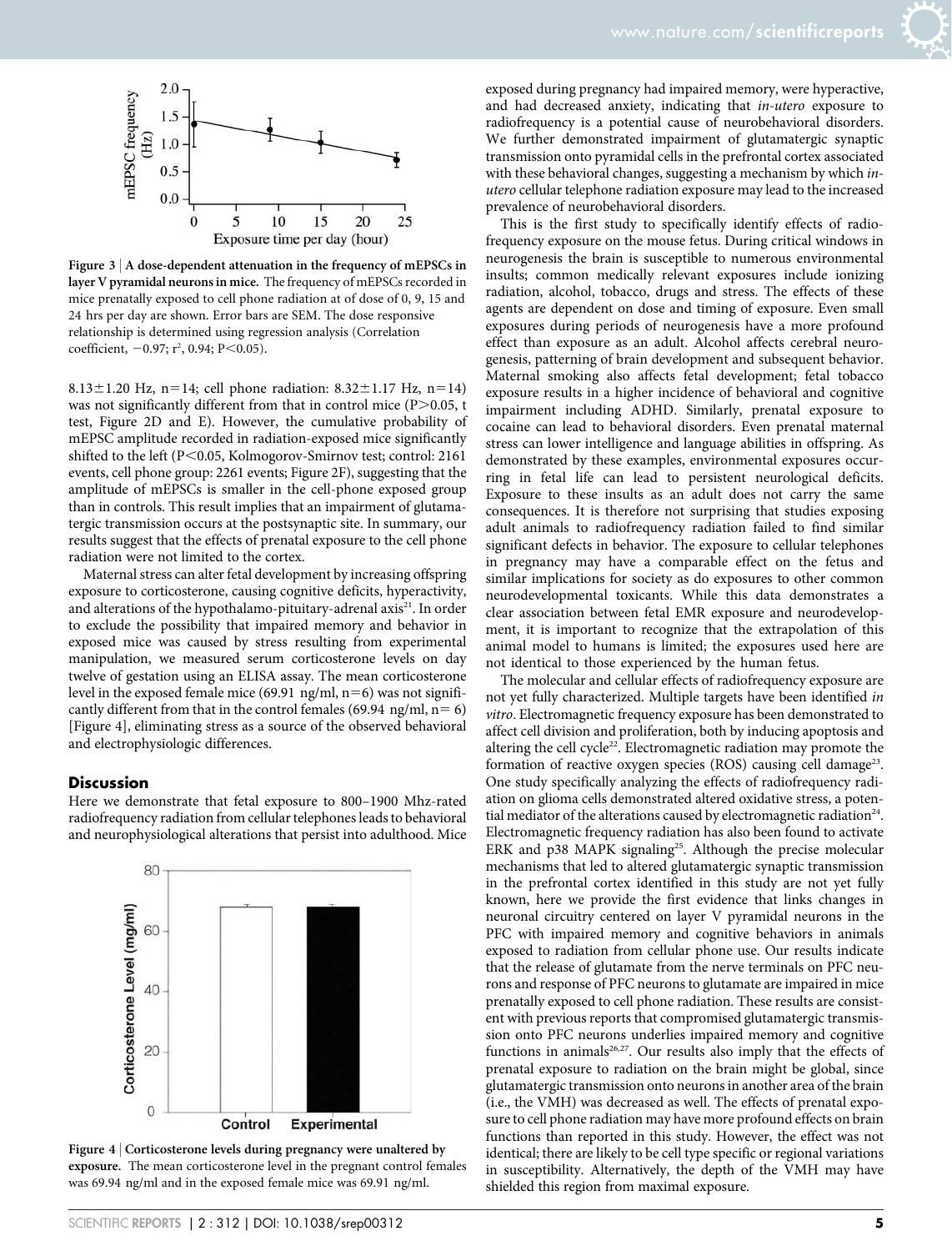**Figure 3 | A dose-dependent attenuation in the frequency of mEPSCs in layer V pyramidal neurons in mice.** The frequency of mEPSCs recorded in mice prenatally exposed to cell phone radiation at of dose of 0, 9, 15 and 24 hrs per day are shown. Error bars are SEM. The dose responsive relationship is determined using regression analysis (Correlation coefficient, −0.97; $r^2$, 0.94; $P<0.05$).

8.13±1.20 Hz, n=14; cell phone radiation: 8.32±1.17 Hz, n=14) was not significantly different from that in control mice ($P>0.05$, t test, Figure 2D and E). However, the cumulative probability of mEPSC amplitude recorded in radiation-exposed mice significantly shifted to the left ($P<0.05$, Kolmogorov-Smirnov test; control: 2161 events, cell phone group: 2261 events; Figure 2F), suggesting that the amplitude of mEPSCs is smaller in the cell-phone exposed group than in controls. This result implies that an impairment of glutamatergic transmission occurs at the postsynaptic site. In summary, our results suggest that the effects of prenatal exposure to the cell phone radiation were not limited to the cortex.

Maternal stress can alter fetal development by increasing offspring exposure to corticosterone, causing cognitive deficits, hyperactivity, and alterations of the hypothalamo-pituitary-adrenal axis[21]. In order to exclude the possibility that impaired memory and behavior in exposed mice was caused by stress resulting from experimental manipulation, we measured serum corticosterone levels on day twelve of gestation using an ELISA assay. The mean corticosterone level in the exposed female mice (69.91 ng/ml, n=6) was not significantly different from that in the control females (69.94 ng/ml, n= 6) [Figure 4], eliminating stress as a source of the observed behavioral and electrophysiologic differences.

## Discussion

Here we demonstrate that fetal exposure to 800–1900 Mhz-rated radiofrequency radiation from cellular telephones leads to behavioral and neurophysiological alterations that persist into adulthood. Mice exposed during pregnancy had impaired memory, were hyperactive, and had decreased anxiety, indicating that *in-utero* exposure to radiofrequency is a potential cause of neurobehavioral disorders. We further demonstrated impairment of glutamatergic synaptic transmission onto pyramidal cells in the prefrontal cortex associated with these behavioral changes, suggesting a mechanism by which *in-utero* cellular telephone radiation exposure may lead to the increased prevalence of neurobehavioral disorders.

This is the first study to specifically identify effects of radiofrequency exposure on the mouse fetus. During critical windows in neurogenesis the brain is susceptible to numerous environmental insults; common medically relevant exposures include ionizing radiation, alcohol, tobacco, drugs and stress. The effects of these agents are dependent on dose and timing of exposure. Even small exposures during periods of neurogenesis have a more profound effect than exposure as an adult. Alcohol affects cerebral neurogenesis, patterning of brain development and subsequent behavior. Maternal smoking also affects fetal development; fetal tobacco exposure results in a higher incidence of behavioral and cognitive impairment including ADHD. Similarly, prenatal exposure to cocaine can lead to behavioral disorders. Even prenatal maternal stress can lower intelligence and language abilities in offspring. As demonstrated by these examples, environmental exposures occurring in fetal life can lead to persistent neurological deficits. Exposure to these insults as an adult does not carry the same consequences. It is therefore not surprising that studies exposing adult animals to radiofrequency radiation failed to find similar significant defects in behavior. The exposure to cellular telephones in pregnancy may have a comparable effect on the fetus and similar implications for society as do exposures to other common neurodevelopmental toxicants. While this data demonstrates a clear association between fetal EMR exposure and neurodevelopment, it is important to recognize that the extrapolation of this animal model to humans is limited; the exposures used here are not identical to those experienced by the human fetus.

The molecular and cellular effects of radiofrequency exposure are not yet fully characterized. Multiple targets have been identified *in vitro*. Electromagnetic frequency exposure has been demonstrated to affect cell division and proliferation, both by inducing apoptosis and altering the cell cycle[22]. Electromagnetic radiation may promote the formation of reactive oxygen species (ROS) causing cell damage[23]. One study specifically analyzing the effects of radiofrequency radiation on glioma cells demonstrated altered oxidative stress, a potential mediator of the alterations caused by electromagnetic radiation[24]. Electromagnetic frequency radiation has also been found to activate ERK and p38 MAPK signaling[25]. Although the precise molecular mechanisms that led to altered glutamatergic synaptic transmission in the prefrontal cortex identified in this study are not yet fully known, here we provide the first evidence that links changes in neuronal circuitry centered on layer V pyramidal neurons in the PFC with impaired memory and cognitive behaviors in animals exposed to radiation from cellular phone use. Our results indicate that the release of glutamate from the nerve terminals on PFC neurons and response of PFC neurons to glutamate are impaired in mice prenatally exposed to cell phone radiation. These results are consistent with previous reports that compromised glutamatergic transmission onto PFC neurons underlies impaired memory and cognitive functions in animals[26,27]. Our results also imply that the effects of prenatal exposure to radiation on the brain might be global, since glutamatergic transmission onto neurons in another area of the brain (i.e., the VMH) was decreased as well. The effects of prenatal exposure to cell phone radiation may have more profound effects on brain functions than reported in this study. However, the effect was not identical; there are likely to be cell type specific or regional variations in susceptibility. Alternatively, the depth of the VMH may have shielded this region from maximal exposure.

**Figure 4 | Corticosterone levels during pregnancy were unaltered by exposure.** The mean corticosterone level in the pregnant control females was 69.94 ng/ml and in the exposed female mice was 69.91 ng/ml.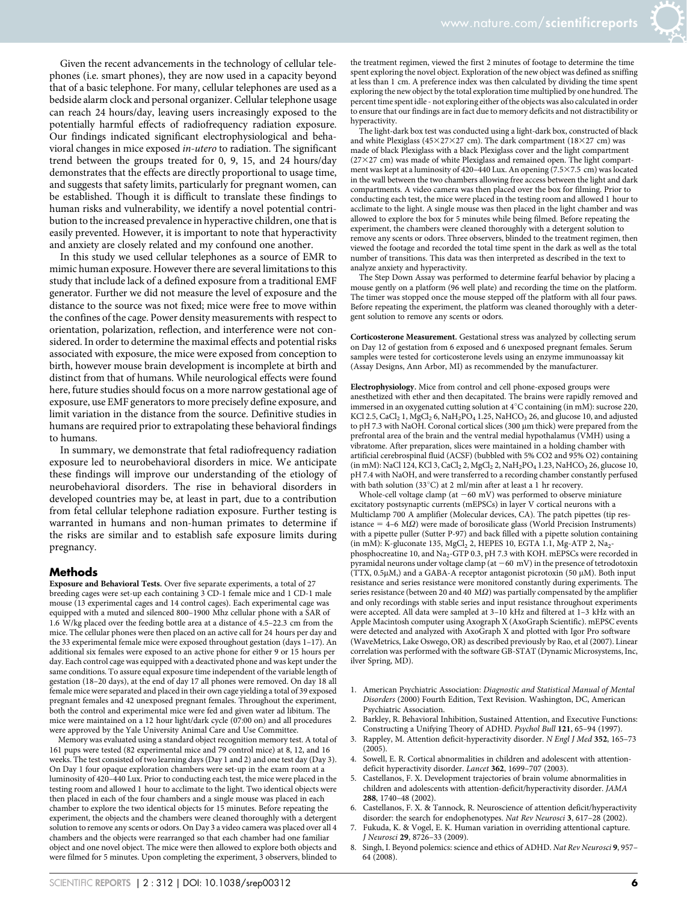Given the recent advancements in the technology of cellular telephones (i.e. smart phones), they are now used in a capacity beyond that of a basic telephone. For many, cellular telephones are used as a bedside alarm clock and personal organizer. Cellular telephone usage can reach 24 hours/day, leaving users increasingly exposed to the potentially harmful effects of radiofrequency radiation exposure. Our findings indicated significant electrophysiological and behavioral changes in mice exposed *in-utero* to radiation. The significant trend between the groups treated for 0, 9, 15, and 24 hours/day demonstrates that the effects are directly proportional to usage time, and suggests that safety limits, particularly for pregnant women, can be established. Though it is difficult to translate these findings to human risks and vulnerability, we identify a novel potential contribution to the increased prevalence in hyperactive children, one that is easily prevented. However, it is important to note that hyperactivity and anxiety are closely related and my confound one another.

In this study we used cellular telephones as a source of EMR to mimic human exposure. However there are several limitations to this study that include lack of a defined exposure from a traditional EMF generator. Further we did not measure the level of exposure and the distance to the source was not fixed; mice were free to move within the confines of the cage. Power density measurements with respect to orientation, polarization, reflection, and interference were not considered. In order to determine the maximal effects and potential risks associated with exposure, the mice were exposed from conception to birth, however mouse brain development is incomplete at birth and distinct from that of humans. While neurological effects were found here, future studies should focus on a more narrow gestational age of exposure, use EMF generators to more precisely define exposure, and limit variation in the distance from the source. Definitive studies in humans are required prior to extrapolating these behavioral findings to humans.

In summary, we demonstrate that fetal radiofrequency radiation exposure led to neurobehavioral disorders in mice. We anticipate these findings will improve our understanding of the etiology of neurobehavioral disorders. The rise in behavioral disorders in developed countries may be, at least in part, due to a contribution from fetal cellular telephone radiation exposure. Further testing is warranted in humans and non-human primates to determine if the risks are similar and to establish safe exposure limits during pregnancy.

## Methods

**Exposure and Behavioral Tests.** Over five separate experiments, a total of 27 breeding cages were set-up each containing 3 CD-1 female mice and 1 CD-1 male mouse (13 experimental cages and 14 control cages). Each experimental cage was equipped with a muted and silenced 800–1900 Mhz cellular phone with a SAR of 1.6 W/kg placed over the feeding bottle area at a distance of 4.5–22.3 cm from the mice. The cellular phones were then placed on an active call for 24 hours per day and the 33 experimental female mice were exposed throughout gestation (days 1–17). An additional six females were exposed to an active phone for either 9 or 15 hours per day. Each control cage was equipped with a deactivated phone and was kept under the same conditions. To assure equal exposure time independent of the variable length of gestation (18–20 days), at the end of day 17 all phones were removed. On day 18 all female mice were separated and placed in their own cage yielding a total of 39 exposed pregnant females and 42 unexposed pregnant females. Throughout the experiment, both the control and experimental mice were fed and given water ad libitum. The mice were maintained on a 12 hour light/dark cycle (07:00 on) and all procedures were approved by the Yale University Animal Care and Use Committee.

Memory was evaluated using a standard object recognition memory test. A total of 161 pups were tested (82 experimental mice and 79 control mice) at 8, 12, and 16 weeks. The test consisted of two learning days (Day 1 and 2) and one test day (Day 3). On Day 1 four opaque exploration chambers were set-up in the exam room at a luminosity of 420–440 Lux. Prior to conducting each test, the mice were placed in the testing room and allowed 1 hour to acclimate to the light. Two identical objects were then placed in each of the four chambers and a single mouse was placed in each chamber to explore the two identical objects for 15 minutes. Before repeating the experiment, the objects and the chambers were cleaned thoroughly with a detergent solution to remove any scents or odors. On Day 3 a video camera was placed over all 4 chambers and the objects were rearranged so that each chamber had one familiar object and one novel object. The mice were then allowed to explore both objects and were filmed for 5 minutes. Upon completing the experiment, 3 observers, blinded to the treatment regimen, viewed the first 2 minutes of footage to determine the time spent exploring the novel object. Exploration of the new object was defined as sniffing at less than 1 cm. A preference index was then calculated by dividing the time spent exploring the new object by the total exploration time multiplied by one hundred. The percent time spent idle - not exploring either of the objects was also calculated in order to ensure that our findings are in fact due to memory deficits and not distractibility or hyperactivity.

The light-dark box test was conducted using a light-dark box, constructed of black and white Plexiglass (45×27×27 cm). The dark compartment (18×27 cm) was made of black Plexiglass with a black Plexiglass cover and the light compartment (27×27 cm) was made of white Plexiglass and remained open. The light compartment was kept at a luminosity of 420–440 Lux. An opening (7.5×7.5 cm) was located in the wall between the two chambers allowing free access between the light and dark compartments. A video camera was then placed over the box for filming. Prior to conducting each test, the mice were placed in the testing room and allowed 1 hour to acclimate to the light. A single mouse was then placed in the light chamber and was allowed to explore the box for 5 minutes while being filmed. Before repeating the experiment, the chambers were cleaned thoroughly with a detergent solution to remove any scents or odors. Three observers, blinded to the treatment regimen, then viewed the footage and recorded the total time spent in the dark as well as the total number of transitions. This data was then interpreted as described in the text to analyze anxiety and hyperactivity.

The Step Down Assay was performed to determine fearful behavior by placing a mouse gently on a platform (96 well plate) and recording the time on the platform. The timer was stopped once the mouse stepped off the platform with all four paws. Before repeating the experiment, the platform was cleaned thoroughly with a detergent solution to remove any scents or odors.

**Corticosterone Measurement.** Gestational stress was analyzed by collecting serum on Day 12 of gestation from 6 exposed and 6 unexposed pregnant females. Serum samples were tested for corticosterone levels using an enzyme immunoassay kit (Assay Designs, Ann Arbor, MI) as recommended by the manufacturer.

**Electrophysiology.** Mice from control and cell phone-exposed groups were anesthetized with ether and then decapitated. The brains were rapidly removed and immersed in an oxygenated cutting solution at 4°C containing (in mM): sucrose 220, KCl 2.5, $CaCl_2$ 1, $MgCl_2$ 6, $NaH_2PO_4$ 1.25, $NaHCO_3$ 26, and glucose 10, and adjusted to pH 7.3 with NaOH. Coronal cortical slices (300 μm thick) were prepared from the prefrontal area of the brain and the ventral medial hypothalamus (VMH) using a vibratome. After preparation, slices were maintained in a holding chamber with artificial cerebrospinal fluid (ACSF) (bubbled with 5% CO2 and 95% O2) containing (in mM): NaCl 124, KCl 3, $CaCl_2$ 2, $MgCl_2$ 2, $NaH_2PO_4$ 1.23, $NaHCO_3$ 26, glucose 10, pH 7.4 with NaOH, and were transferred to a recording chamber constantly perfused with bath solution (33°C) at 2 ml/min after at least a 1 hr recovery.

Whole-cell voltage clamp (at −60 mV) was performed to observe miniature excitatory postsynaptic currents (mEPSCs) in layer V cortical neurons with a Multiclamp 700 A amplifier (Molecular devices, CA). The patch pipettes (tip resistance = 4–6 MΩ) were made of borosilicate glass (World Precision Instruments) with a pipette puller (Sutter P-97) and back filled with a pipette solution containing (in mM): K-gluconate 135, $MgCl_2$ 2, HEPES 10, EGTA 1.1, Mg-ATP 2, $Na_2$-phosphocreatine 10, and $Na_2$-GTP 0.3, pH 7.3 with KOH. mEPSCs were recorded in pyramidal neurons under voltage clamp (at −60 mV) in the presence of tetrodotoxin (TTX, 0.5μM,) and a GABA-A receptor antagonist picrotoxin (50 μM). Both input resistance and series resistance were monitored constantly during experiments. The series resistance (between 20 and 40 MΩ) was partially compensated by the amplifier and only recordings with stable series and input resistance throughout experiments were accepted. All data were sampled at 3–10 kHz and filtered at 1–3 kHz with an Apple Macintosh computer using Axograph X (AxoGraph Scientific). mEPSC events were detected and analyzed with AxoGraph X and plotted with Igor Pro software (WaveMetrics, Lake Oswego, OR) as described previously by Rao, et al (2007). Linear correlation was performed with the software GB-STAT (Dynamic Microsystems, Inc, ilver Spring, MD).

1. American Psychiatric Association: *Diagnostic and Statistical Manual of Mental Disorders* (2000) Fourth Edition, Text Revision. Washington, DC, American Psychiatric Association.
2. Barkley, R. Behavioral Inhibition, Sustained Attention, and Executive Functions: Constructing a Unifying Theory of ADHD. *Psychol Bull* **121**, 65–94 (1997).
3. Rappley, M. Attention deficit-hyperactivity disorder. *N Engl J Med* **352**, 165–73 (2005).
4. Sowell, E. R. Cortical abnormalities in children and adolescent with attention-deficit hyperactivity disorder. *Lancet* **362**, 1699–707 (2003).
5. Castellanos, F. X. Development trajectories of brain volume abnormalities in children and adolescents with attention-deficit/hyperactivity disorder. *JAMA* **288**, 1740–48 (2002).
6. Castellanos, F. X. & Tannock, R. Neuroscience of attention deficit/hyperactivity disorder: the search for endophenotypes. *Nat Rev Neurosci* **3**, 617–28 (2002).
7. Fukuda, K. & Vogel, E. K. Human variation in overriding attentional capture. *J Neurosci* **29**, 8726–33 (2009).
8. Singh, I. Beyond polemics: science and ethics of ADHD. *Nat Rev Neurosci* **9**, 957–64 (2008).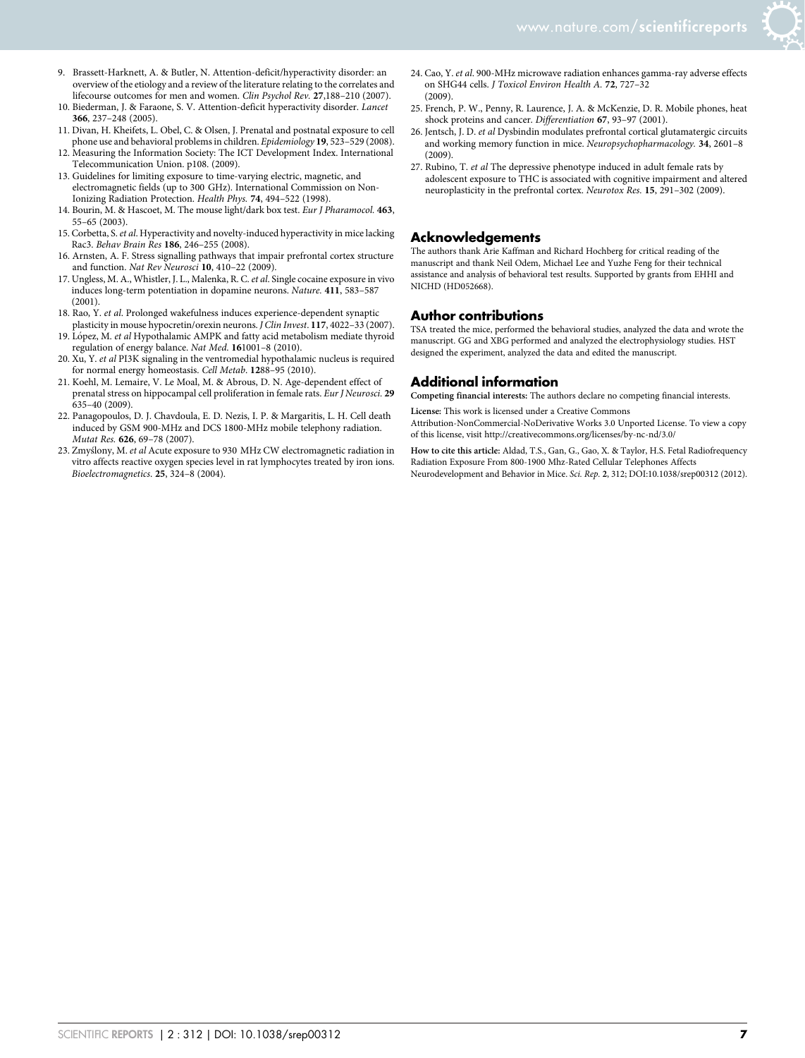9. Brassett-Harknett, A. & Butler, N. Attention-deficit/hyperactivity disorder: an overview of the etiology and a review of the literature relating to the correlates and lifecourse outcomes for men and women. *Clin Psychol Rev.* **27**,188–210 (2007).
10. Biederman, J. & Faraone, S. V. Attention-deficit hyperactivity disorder. *Lancet* **366**, 237–248 (2005).
11. Divan, H. Kheifets, L. Obel, C. & Olsen, J. Prenatal and postnatal exposure to cell phone use and behavioral problems in children. *Epidemiology* **19**, 523–529 (2008).
12. Measuring the Information Society: The ICT Development Index. International Telecommunication Union. p108. (2009).
13. Guidelines for limiting exposure to time-varying electric, magnetic, and electromagnetic fields (up to 300 GHz). International Commission on Non-Ionizing Radiation Protection. *Health Phys.* **74**, 494–522 (1998).
14. Bourin, M. & Hascoet, M. The mouse light/dark box test. *Eur J Pharamocol.* **463**, 55–65 (2003).
15. Corbetta, S. *et al*. Hyperactivity and novelty-induced hyperactivity in mice lacking Rac3. *Behav Brain Res* **186**, 246–255 (2008).
16. Arnsten, A. F. Stress signalling pathways that impair prefrontal cortex structure and function. *Nat Rev Neurosci* **10**, 410–22 (2009).
17. Ungless, M. A., Whistler, J. L., Malenka, R. C. *et al*. Single cocaine exposure in vivo induces long-term potentiation in dopamine neurons. *Nature.* **411**, 583–587 (2001).
18. Rao, Y. *et al*. Prolonged wakefulness induces experience-dependent synaptic plasticity in mouse hypocretin/orexin neurons. *J Clin Invest*. **117**, 4022–33 (2007).
19. López, M. *et al* Hypothalamic AMPK and fatty acid metabolism mediate thyroid regulation of energy balance. *Nat Med.* **16**1001–8 (2010).
20. Xu, Y. *et al* PI3K signaling in the ventromedial hypothalamic nucleus is required for normal energy homeostasis. *Cell Metab*. **12**88–95 (2010).
21. Koehl, M. Lemaire, V. Le Moal, M. & Abrous, D. N. Age-dependent effect of prenatal stress on hippocampal cell proliferation in female rats. *Eur J Neurosci.* **29** 635–40 (2009).
22. Panagopoulos, D. J. Chavdoula, E. D. Nezis, I. P. & Margaritis, L. H. Cell death induced by GSM 900-MHz and DCS 1800-MHz mobile telephony radiation. *Mutat Res.* **626**, 69–78 (2007).
23. Zmyślony, M. *et al* Acute exposure to 930 MHz CW electromagnetic radiation in vitro affects reactive oxygen species level in rat lymphocytes treated by iron ions. *Bioelectromagnetics*. **25**, 324–8 (2004).
24. Cao, Y. *et al*. 900-MHz microwave radiation enhances gamma-ray adverse effects on SHG44 cells. *J Toxicol Environ Health A*. **72**, 727–32 (2009).
25. French, P. W., Penny, R. Laurence, J. A. & McKenzie, D. R. Mobile phones, heat shock proteins and cancer. *Differentiation* **67**, 93–97 (2001).
26. Jentsch, J. D. *et al* Dysbindin modulates prefrontal cortical glutamatergic circuits and working memory function in mice. *Neuropsychopharmacology.* **34**, 2601–8 (2009).
27. Rubino, T. *et al* The depressive phenotype induced in adult female rats by adolescent exposure to THC is associated with cognitive impairment and altered neuroplasticity in the prefrontal cortex. *Neurotox Res.* **15**, 291–302 (2009).

## Acknowledgements

The authors thank Arie Kaffman and Richard Hochberg for critical reading of the manuscript and thank Neil Odem, Michael Lee and Yuzhe Feng for their technical assistance and analysis of behavioral test results. Supported by grants from EHHI and NICHD (HD052668).

## Author contributions

TSA treated the mice, performed the behavioral studies, analyzed the data and wrote the manuscript. GG and XBG performed and analyzed the electrophysiology studies. HST designed the experiment, analyzed the data and edited the manuscript.

## Additional information

**Competing financial interests:** The authors declare no competing financial interests.

**License:** This work is licensed under a Creative Commons Attribution-NonCommercial-NoDerivative Works 3.0 Unported License. To view a copy of this license, visit http://creativecommons.org/licenses/by-nc-nd/3.0/

**How to cite this article:** Aldad, T.S., Gan, G., Gao, X. & Taylor, H.S. Fetal Radiofrequency Radiation Exposure From 800-1900 Mhz-Rated Cellular Telephones Affects Neurodevelopment and Behavior in Mice. *Sci. Rep.* **2**, 312; DOI:10.1038/srep00312 (2012).